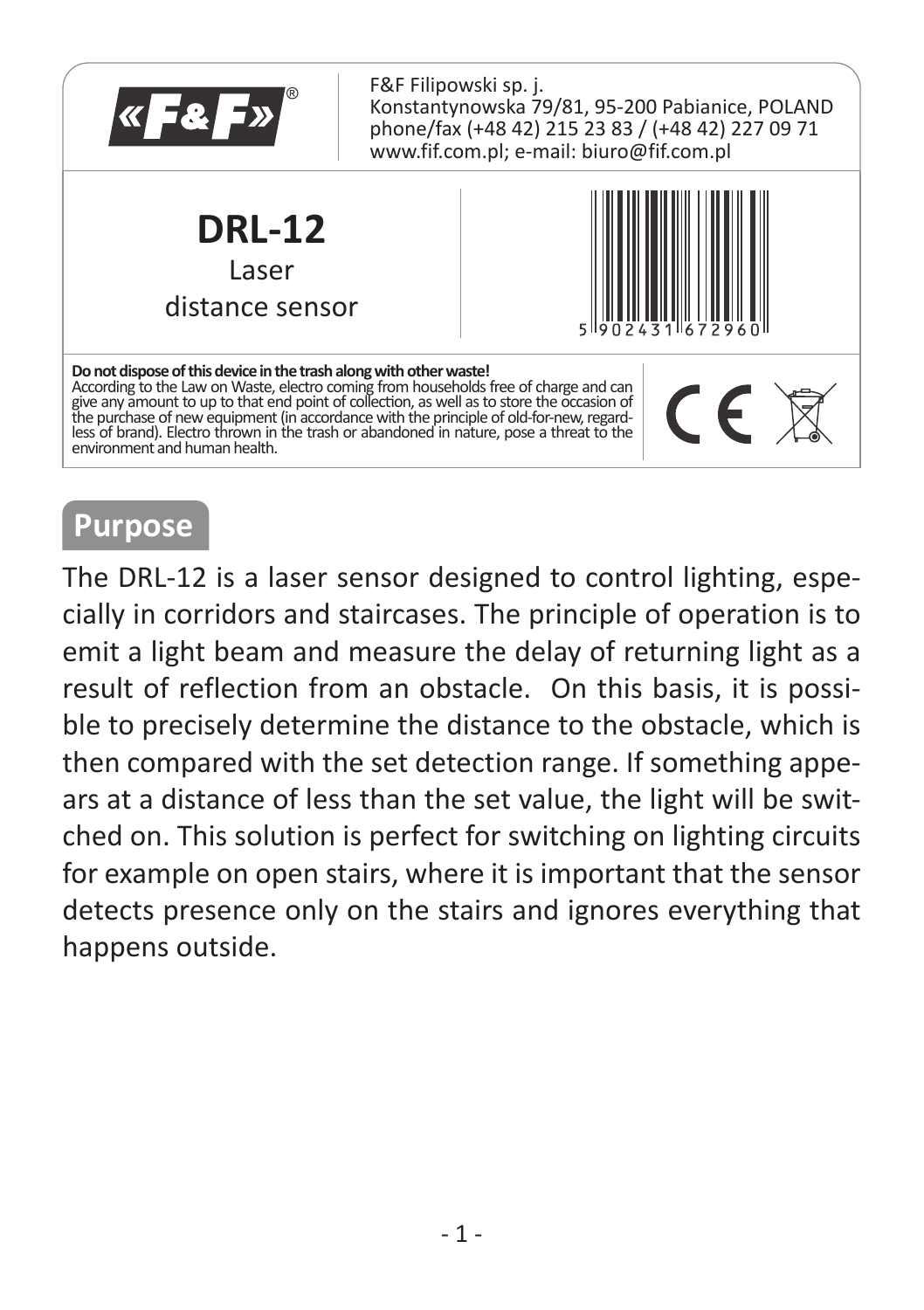«F&F»®

F&F Filipowski sp. j.
Konstantynowska 79/81, 95-200 Pabianice, POLAND
phone/fax (+48 42) 215 23 83 / (+48 42) 227 09 71
www.fif.com.pl; e-mail: biuro@fif.com.pl

# DRL-12

Laser distance sensor

5 902431 672960

**Do not dispose of this device in the trash along with other waste!**
According to the Law on Waste, electro coming from households free of charge and can give any amount to up to that end point of collection, as well as to store the occasion of the purchase of new equipment (in accordance with the principle of old-for-new, regardless of brand). Electro thrown in the trash or abandoned in nature, pose a threat to the environment and human health.

## Purpose

The DRL-12 is a laser sensor designed to control lighting, especially in corridors and staircases. The principle of operation is to emit a light beam and measure the delay of returning light as a result of reflection from an obstacle. On this basis, it is possible to precisely determine the distance to the obstacle, which is then compared with the set detection range. If something appears at a distance of less than the set value, the light will be switched on. This solution is perfect for switching on lighting circuits for example on open stairs, where it is important that the sensor detects presence only on the stairs and ignores everything that happens outside.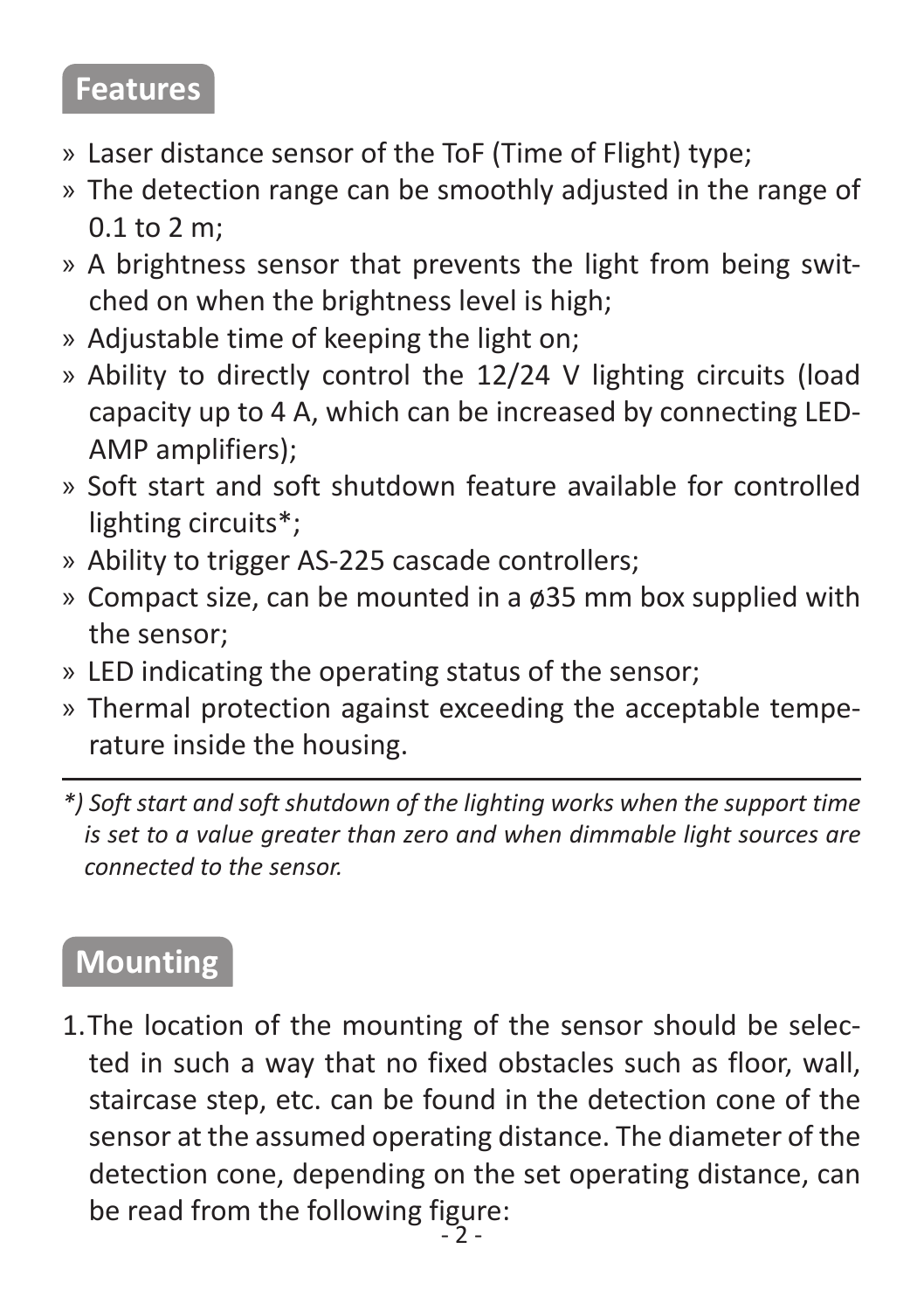## Features

- Laser distance sensor of the ToF (Time of Flight) type;
- The detection range can be smoothly adjusted in the range of 0.1 to 2 m;
- A brightness sensor that prevents the light from being switched on when the brightness level is high;
- Adjustable time of keeping the light on;
- Ability to directly control the 12/24 V lighting circuits (load capacity up to 4 A, which can be increased by connecting LED-AMP amplifiers);
- Soft start and soft shutdown feature available for controlled lighting circuits*;
- Ability to trigger AS-225 cascade controllers;
- Compact size, can be mounted in a ø35 mm box supplied with the sensor;
- LED indicating the operating status of the sensor;
- Thermal protection against exceeding the acceptable temperature inside the housing.

---

*\*) Soft start and soft shutdown of the lighting works when the support time is set to a value greater than zero and when dimmable light sources are connected to the sensor.*

## Mounting

1. The location of the mounting of the sensor should be selected in such a way that no fixed obstacles such as floor, wall, staircase step, etc. can be found in the detection cone of the sensor at the assumed operating distance. The diameter of the detection cone, depending on the set operating distance, can be read from the following figure: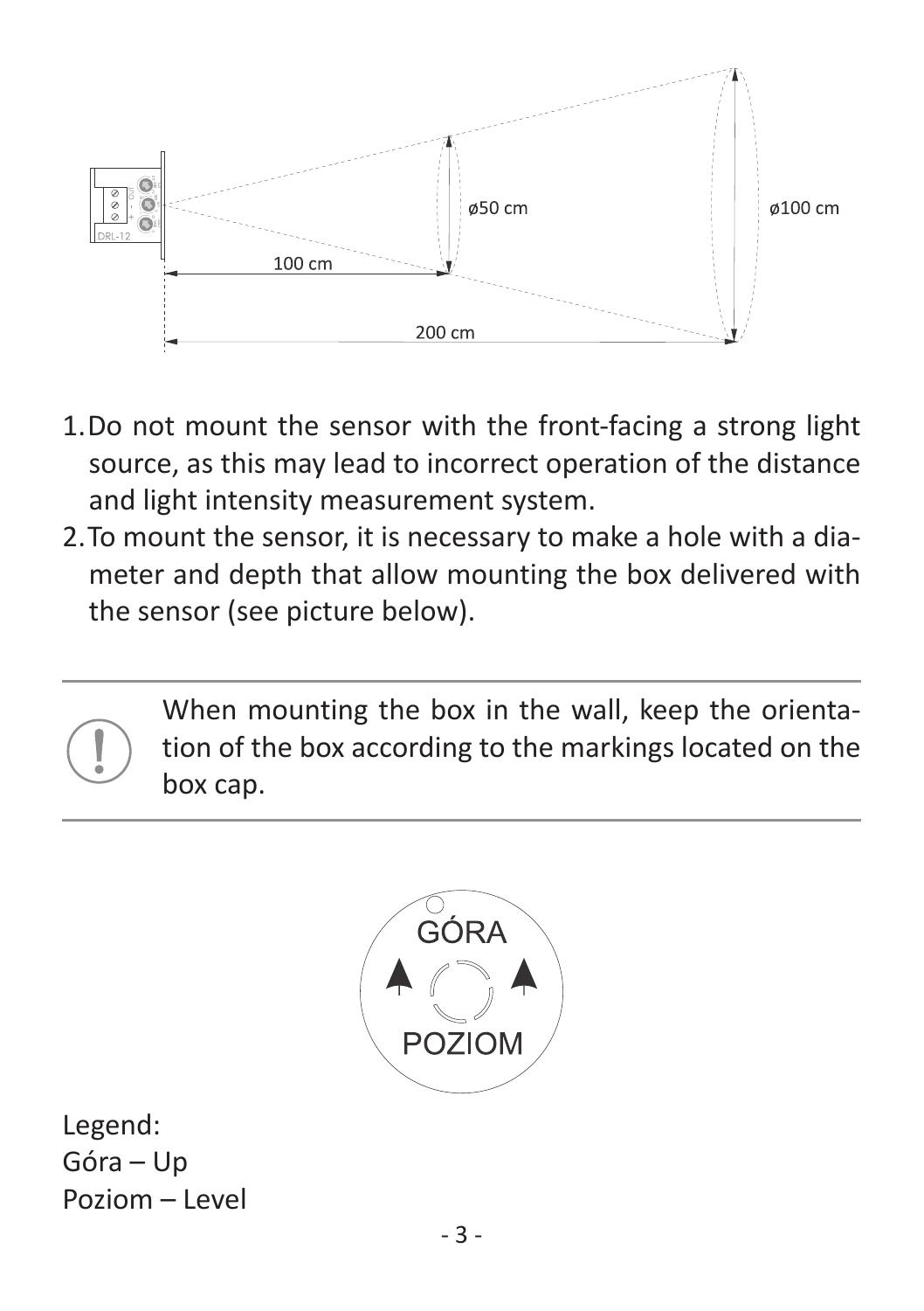1. Do not mount the sensor with the front-facing a strong light source, as this may lead to incorrect operation of the distance and light intensity measurement system.
2. To mount the sensor, it is necessary to make a hole with a diameter and depth that allow mounting the box delivered with the sensor (see picture below).

---

When mounting the box in the wall, keep the orientation of the box according to the markings located on the box cap.

---

Legend:
Góra – Up
Poziom – Level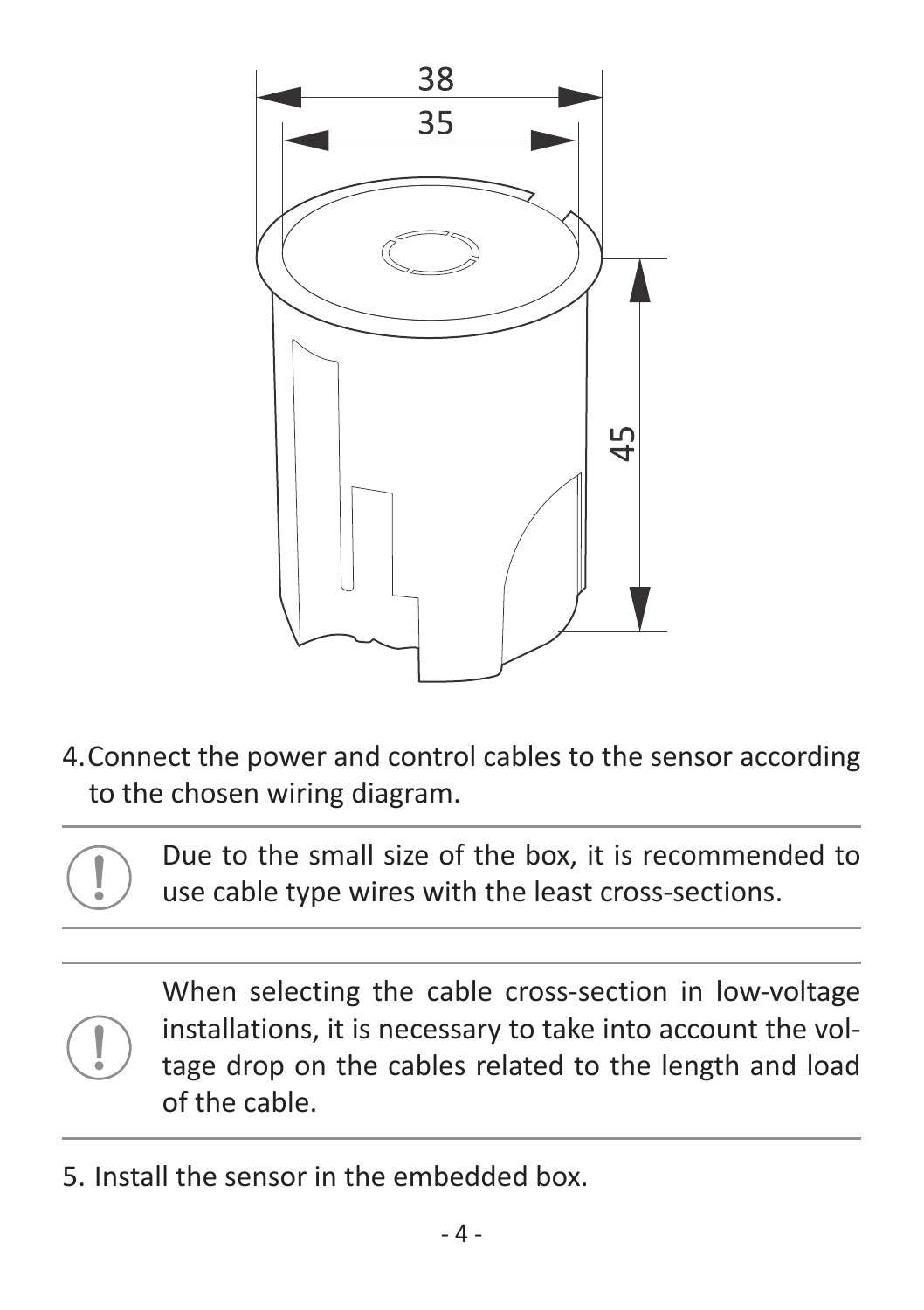4. Connect the power and control cables to the sensor according to the chosen wiring diagram.

> ! Due to the small size of the box, it is recommended to use cable type wires with the least cross-sections.

> ! When selecting the cable cross-section in low-voltage installations, it is necessary to take into account the voltage drop on the cables related to the length and load of the cable.

5. Install the sensor in the embedded box.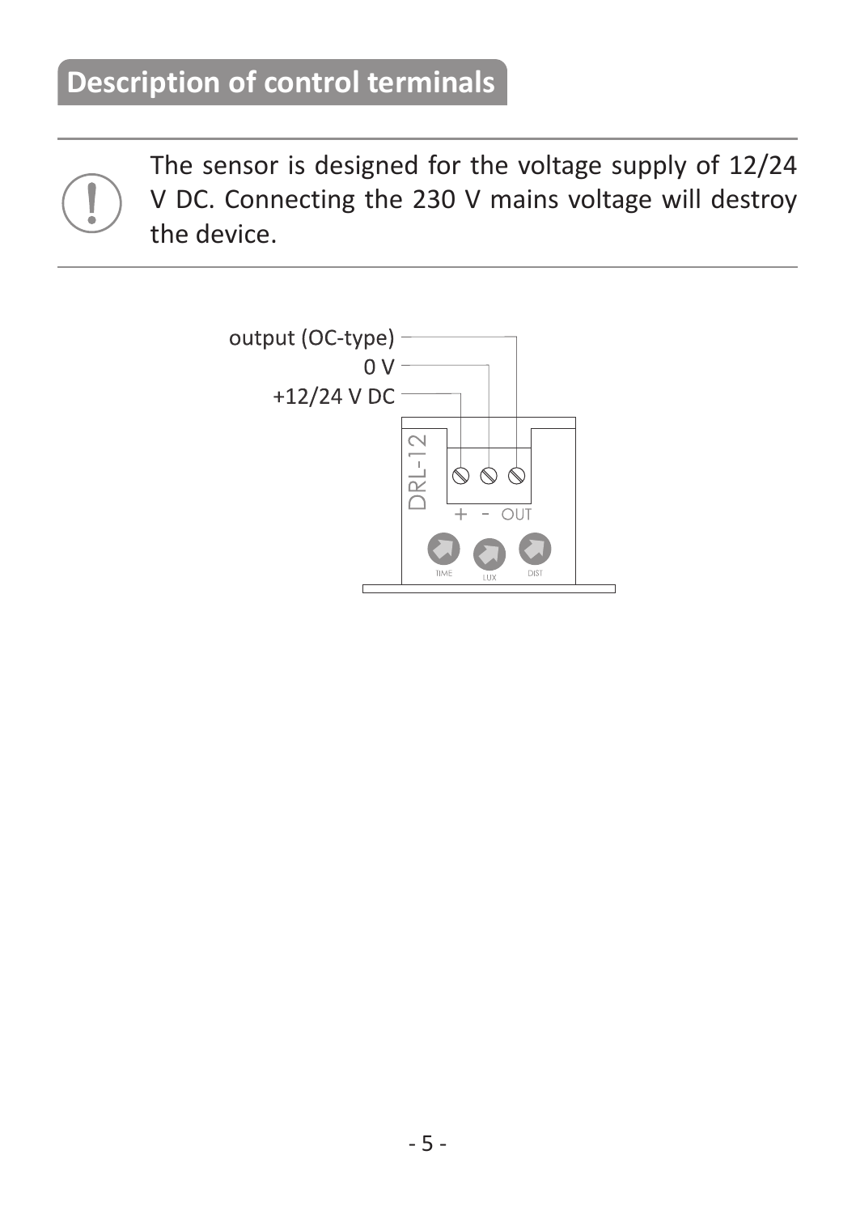## Description of control terminals

The sensor is designed for the voltage supply of 12/24 V DC. Connecting the 230 V mains voltage will destroy the device.

output (OC-type)
0 V
+12/24 V DC

DRL-12

\+ - OUT

TIME LUX DIST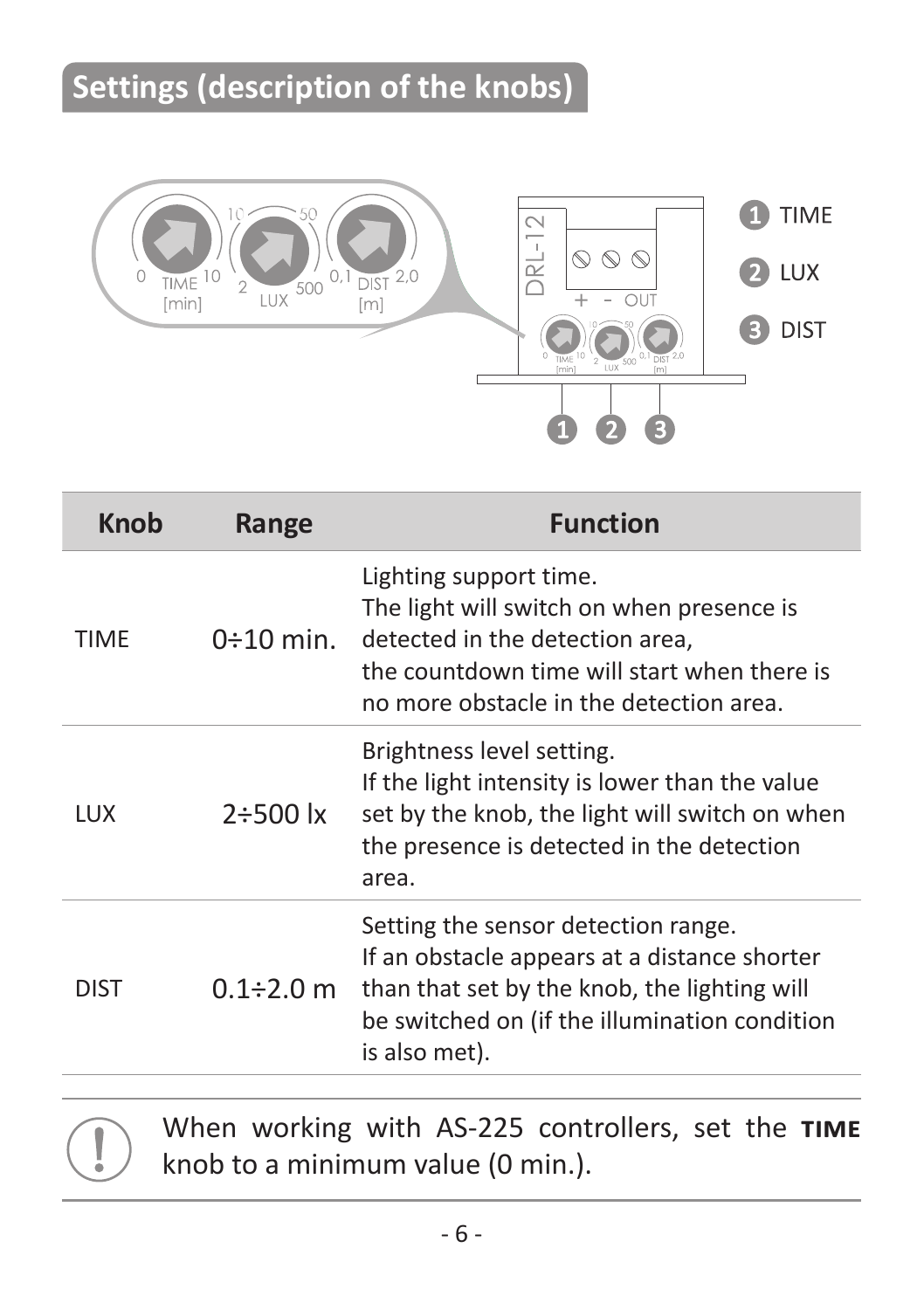## Settings (description of the knobs)

1 TIME

2 LUX

3 DIST

| Knob | Range | Function |
|---|---|---|
| TIME | 0÷10 min. | Lighting support time.<br>The light will switch on when presence is detected in the detection area,<br>the countdown time will start when there is no more obstacle in the detection area. |
| LUX | 2÷500 lx | Brightness level setting.<br>If the light intensity is lower than the value set by the knob, the light will switch on when the presence is detected in the detection area. |
| DIST | 0.1÷2.0 m | Setting the sensor detection range.<br>If an obstacle appears at a distance shorter than that set by the knob, the lighting will be switched on (if the illumination condition is also met). |

When working with AS-225 controllers, set the **TIME** knob to a minimum value (0 min.).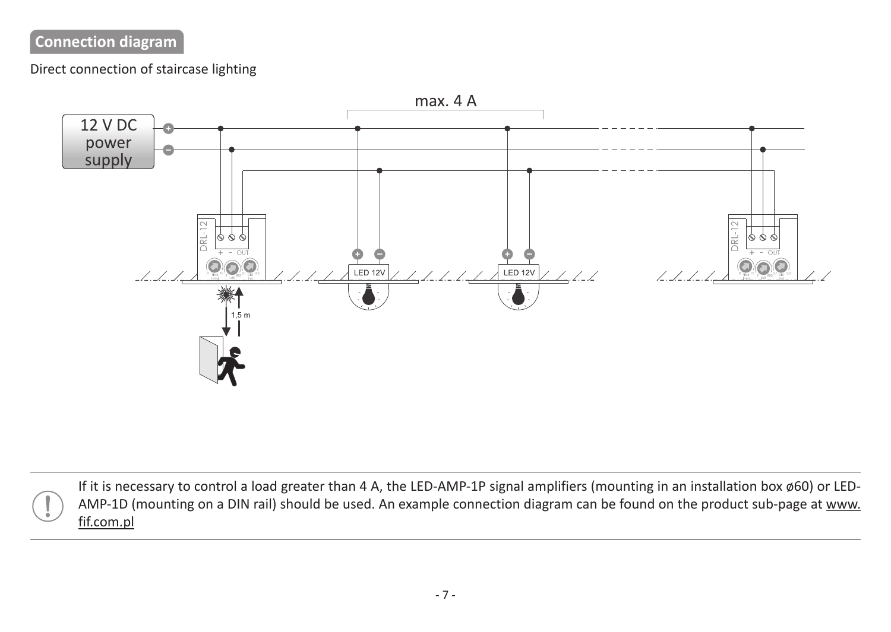## Connection diagram

Direct connection of staircase lighting

If it is necessary to control a load greater than 4 A, the LED-AMP-1P signal amplifiers (mounting in an installation box ø60) or LED-AMP-1D (mounting on a DIN rail) should be used. An example connection diagram can be found on the product sub-page at www.fif.com.pl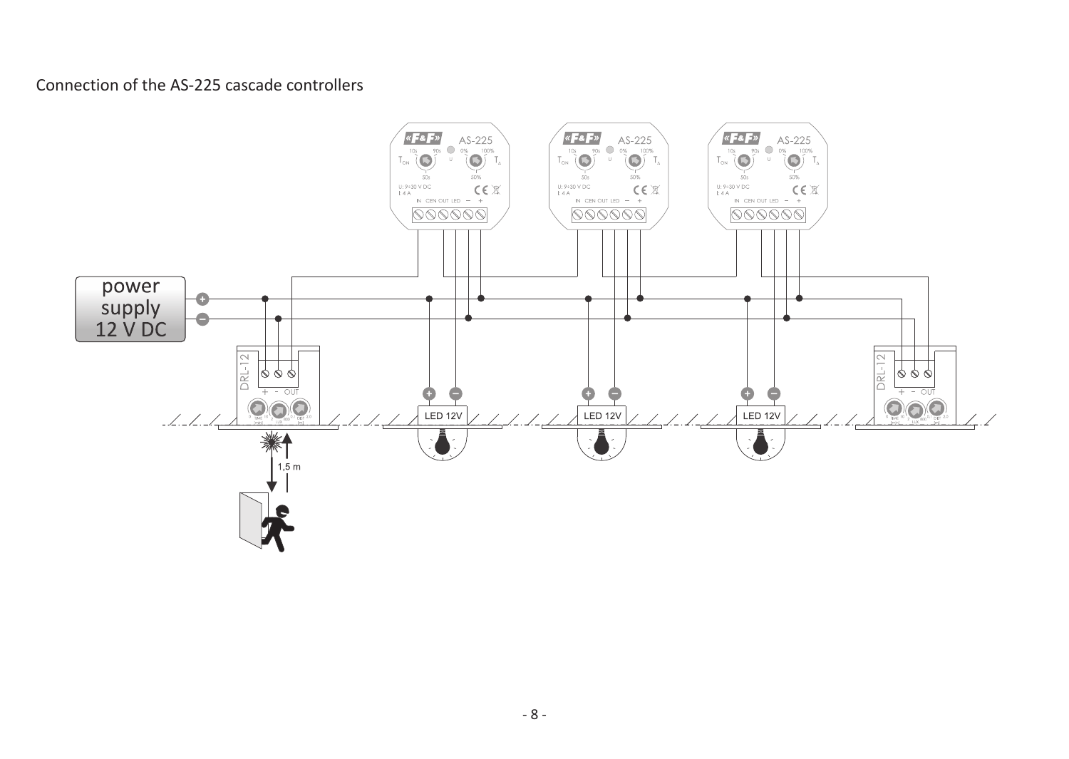Connection of the AS-225 cascade controllers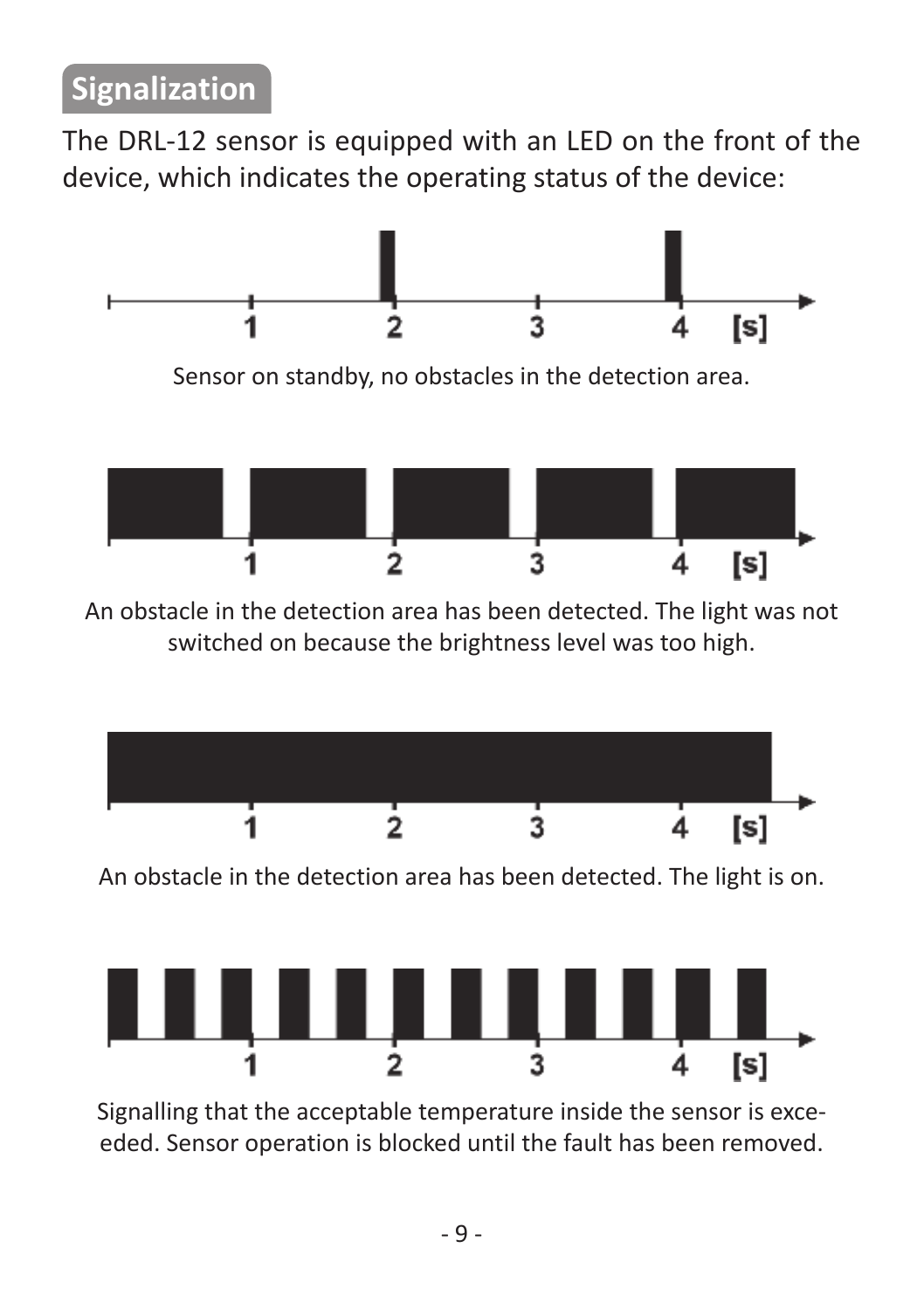## Signalization

The DRL-12 sensor is equipped with an LED on the front of the device, which indicates the operating status of the device:

1 2 3 4 [s]

Sensor on standby, no obstacles in the detection area.

1 2 3 4 [s]

An obstacle in the detection area has been detected. The light was not switched on because the brightness level was too high.

1 2 3 4 [s]

An obstacle in the detection area has been detected. The light is on.

1 2 3 4 [s]

Signalling that the acceptable temperature inside the sensor is exceeded. Sensor operation is blocked until the fault has been removed.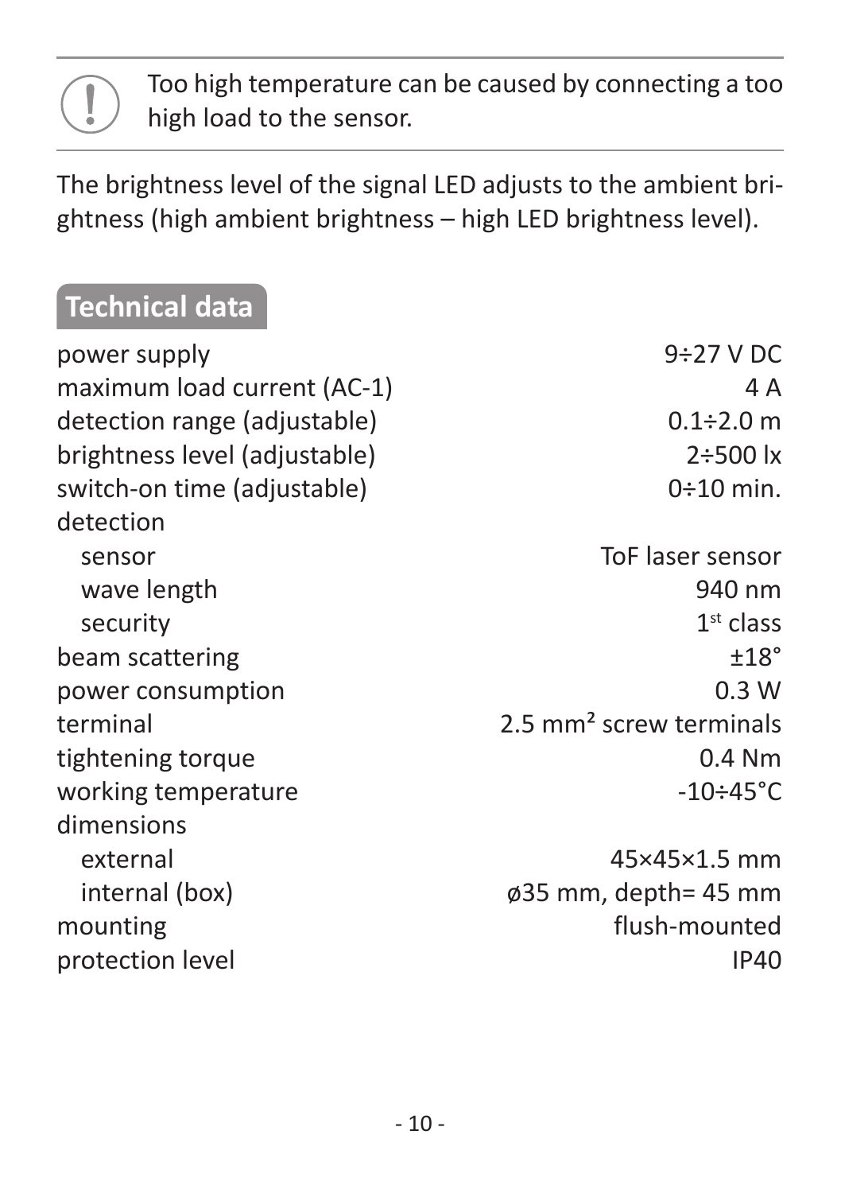> Too high temperature can be caused by connecting a too high load to the sensor.

The brightness level of the signal LED adjusts to the ambient brightness (high ambient brightness – high LED brightness level).

## Technical data

| | |
|---|---|
| power supply | 9÷27 V DC |
| maximum load current (AC-1) | 4 A |
| detection range (adjustable) | 0.1÷2.0 m |
| brightness level (adjustable) | 2÷500 lx |
| switch-on time (adjustable) | 0÷10 min. |
| detection | |
| sensor | ToF laser sensor |
| wave length | 940 nm |
| security | 1st class |
| beam scattering | ±18° |
| power consumption | 0.3 W |
| terminal | 2.5 mm² screw terminals |
| tightening torque | 0.4 Nm |
| working temperature | -10÷45°C |
| dimensions | |
| external | 45×45×1.5 mm |
| internal (box) | ø35 mm, depth= 45 mm |
| mounting | flush-mounted |
| protection level | IP40 |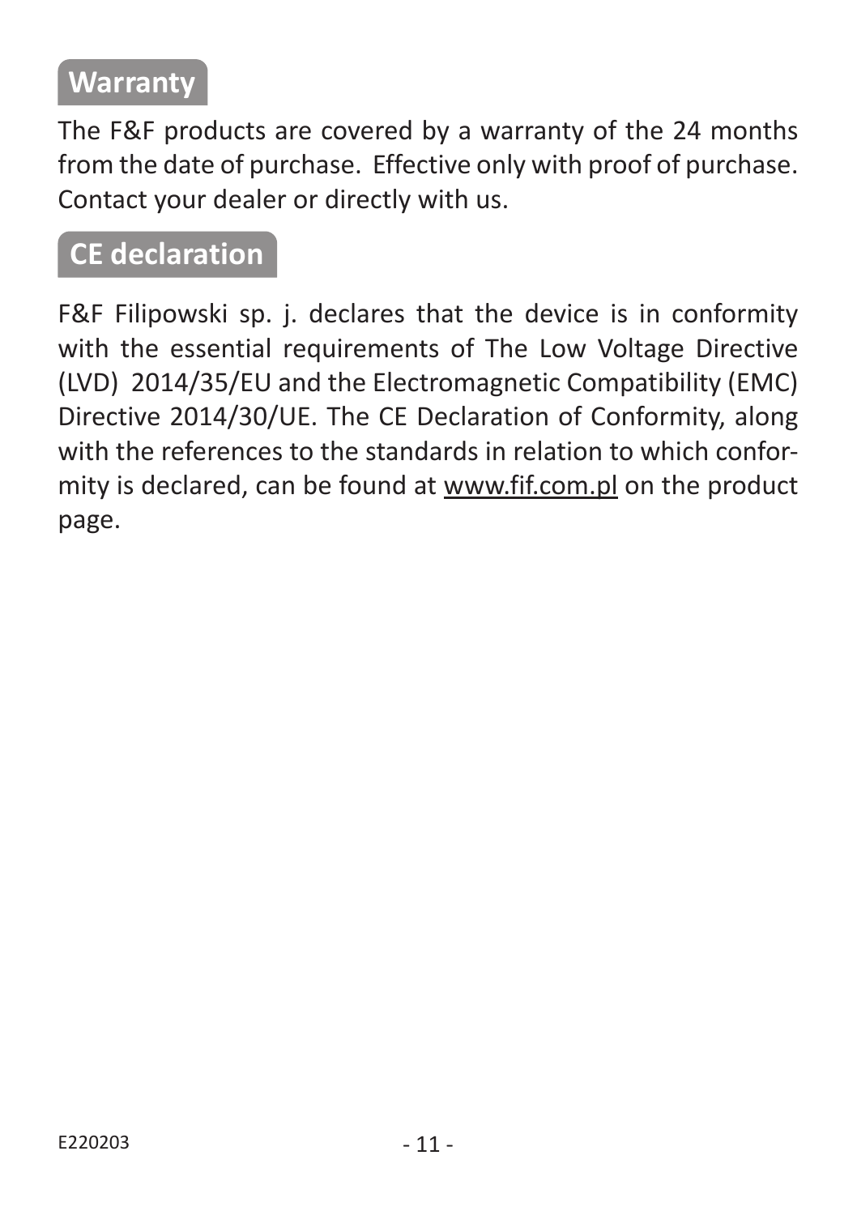## Warranty

The F&F products are covered by a warranty of the 24 months from the date of purchase. Effective only with proof of purchase. Contact your dealer or directly with us.

## CE declaration

F&F Filipowski sp. j. declares that the device is in conformity with the essential requirements of The Low Voltage Directive (LVD) 2014/35/EU and the Electromagnetic Compatibility (EMC) Directive 2014/30/UE. The CE Declaration of Conformity, along with the references to the standards in relation to which conformity is declared, can be found at www.fif.com.pl on the product page.

E220203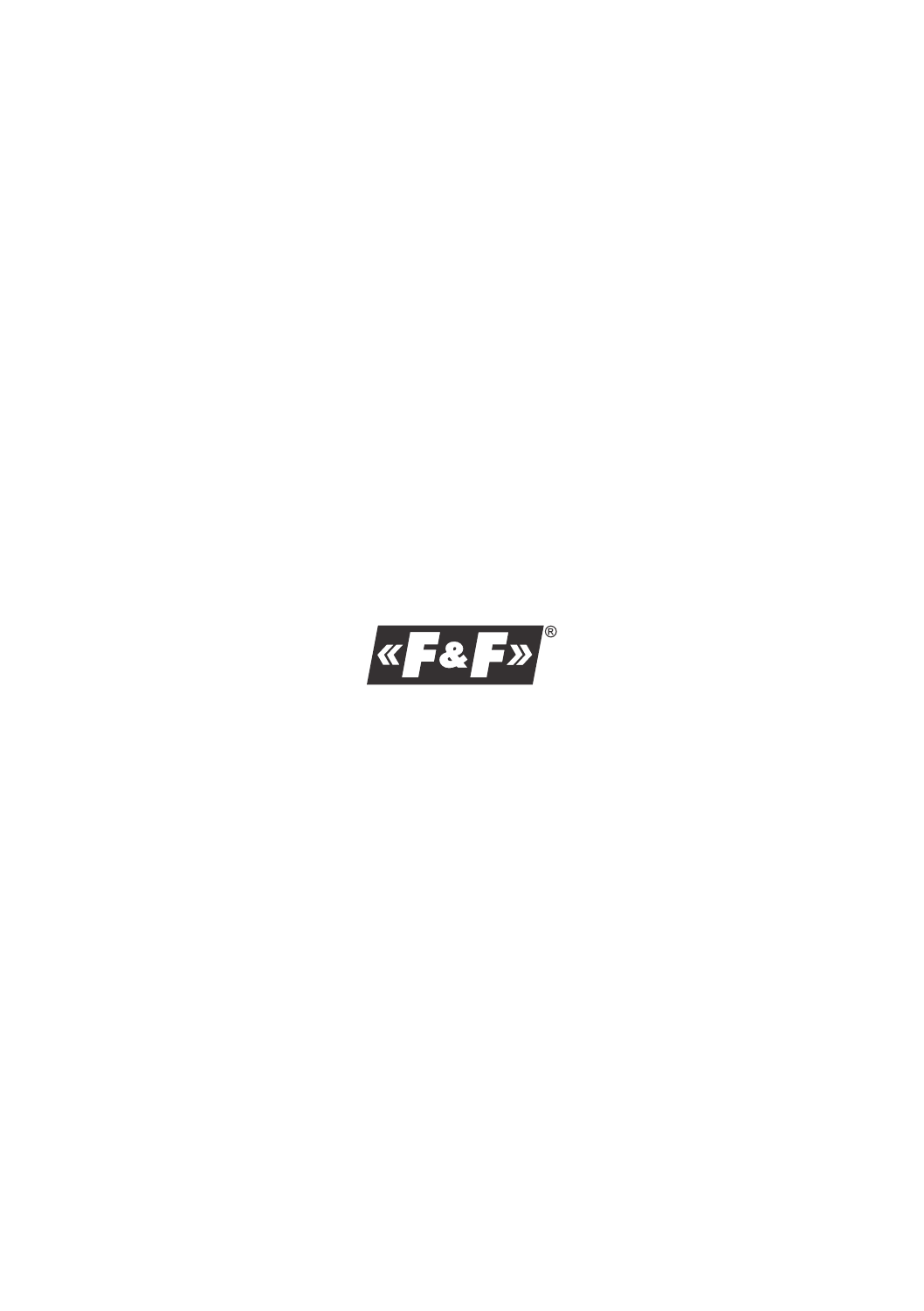«F&F»®